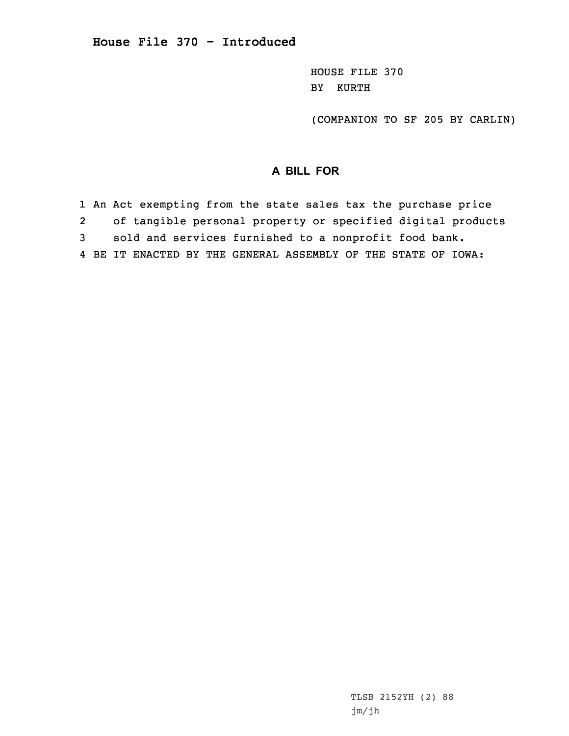## House File 370 - Introduced

HOUSE FILE 370
BY KURTH

(COMPANION TO SF 205 BY CARLIN)

### A BILL FOR

1 An Act exempting from the state sales tax the purchase price
2 of tangible personal property or specified digital products
3 sold and services furnished to a nonprofit food bank.
4 BE IT ENACTED BY THE GENERAL ASSEMBLY OF THE STATE OF IOWA:

TLSB 2152YH (2) 88
jm/jh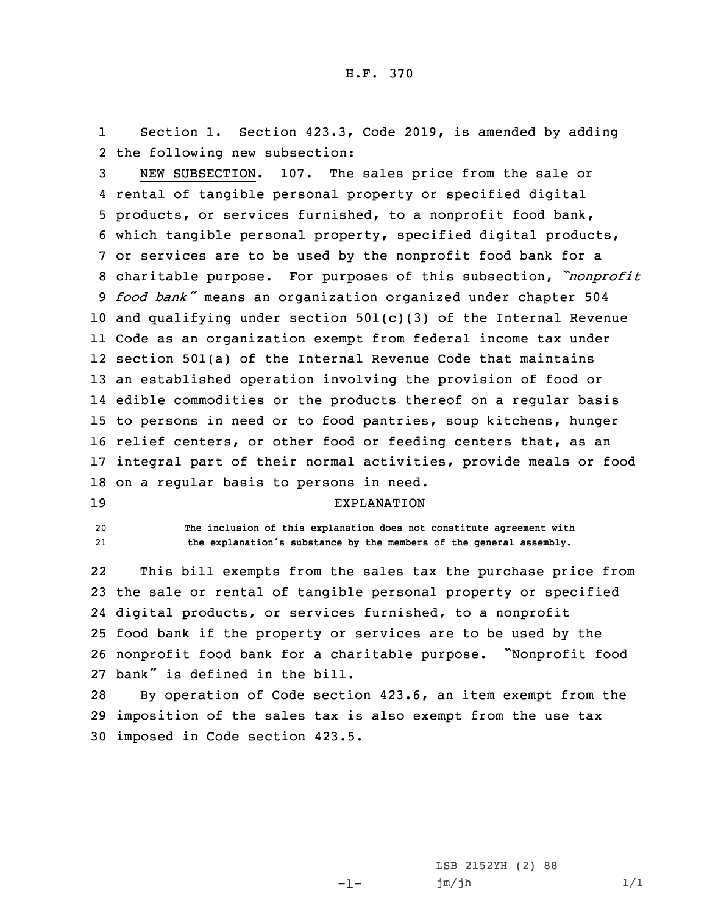Section 1. Section 423.3, Code 2019, is amended by adding the following new subsection:

NEW SUBSECTION. 107. The sales price from the sale or rental of tangible personal property or specified digital products, or services furnished, to a nonprofit food bank, which tangible personal property, specified digital products, or services are to be used by the nonprofit food bank for a charitable purpose. For purposes of this subsection, *"nonprofit food bank"* means an organization organized under chapter 504 and qualifying under section 501(c)(3) of the Internal Revenue Code as an organization exempt from federal income tax under section 501(a) of the Internal Revenue Code that maintains an established operation involving the provision of food or edible commodities or the products thereof on a regular basis to persons in need or to food pantries, soup kitchens, hunger relief centers, or other food or feeding centers that, as an integral part of their normal activities, provide meals or food on a regular basis to persons in need.

EXPLANATION

**The inclusion of this explanation does not constitute agreement with the explanation's substance by the members of the general assembly.**

This bill exempts from the sales tax the purchase price from the sale or rental of tangible personal property or specified digital products, or services furnished, to a nonprofit food bank if the property or services are to be used by the nonprofit food bank for a charitable purpose. "Nonprofit food bank" is defined in the bill.

By operation of Code section 423.6, an item exempt from the imposition of the sales tax is also exempt from the use tax imposed in Code section 423.5.

LSB 2152YH (2) 88
jm/jh